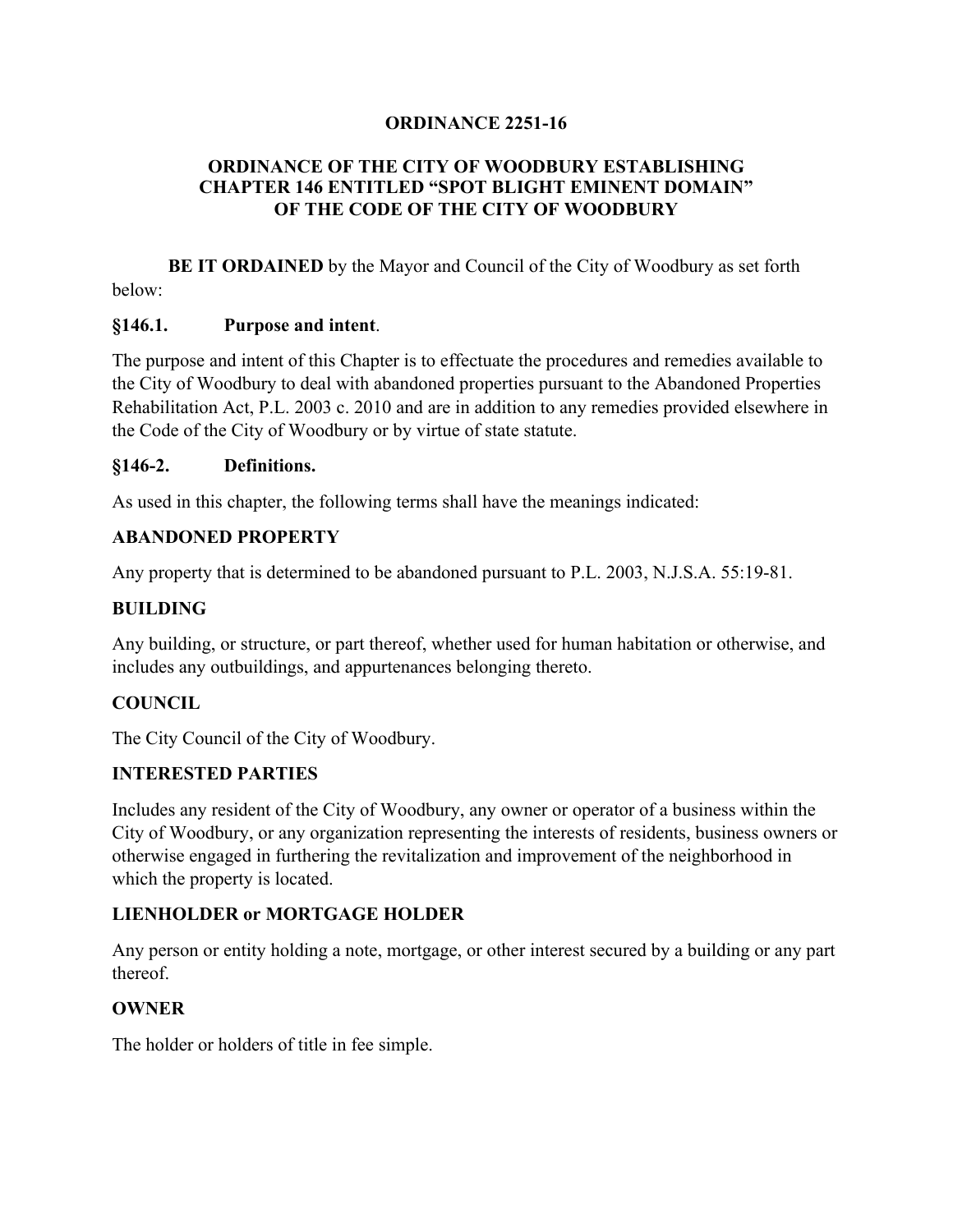# ORDINANCE 2251-16

## ORDINANCE OF THE CITY OF WOODBURY ESTABLISHING CHAPTER 146 ENTITLED "SPOT BLIGHT EMINENT DOMAIN" OF THE CODE OF THE CITY OF WOODBURY

**BE IT ORDAINED** by the Mayor and Council of the City of Woodbury as set forth below:

### §146.1. Purpose and intent.

The purpose and intent of this Chapter is to effectuate the procedures and remedies available to the City of Woodbury to deal with abandoned properties pursuant to the Abandoned Properties Rehabilitation Act, P.L. 2003 c. 2010 and are in addition to any remedies provided elsewhere in the Code of the City of Woodbury or by virtue of state statute.

### §146-2. Definitions.

As used in this chapter, the following terms shall have the meanings indicated:

**ABANDONED PROPERTY**

Any property that is determined to be abandoned pursuant to P.L. 2003, N.J.S.A. 55:19-81.

**BUILDING**

Any building, or structure, or part thereof, whether used for human habitation or otherwise, and includes any outbuildings, and appurtenances belonging thereto.

**COUNCIL**

The City Council of the City of Woodbury.

**INTERESTED PARTIES**

Includes any resident of the City of Woodbury, any owner or operator of a business within the City of Woodbury, or any organization representing the interests of residents, business owners or otherwise engaged in furthering the revitalization and improvement of the neighborhood in which the property is located.

**LIENHOLDER or MORTGAGE HOLDER**

Any person or entity holding a note, mortgage, or other interest secured by a building or any part thereof.

**OWNER**

The holder or holders of title in fee simple.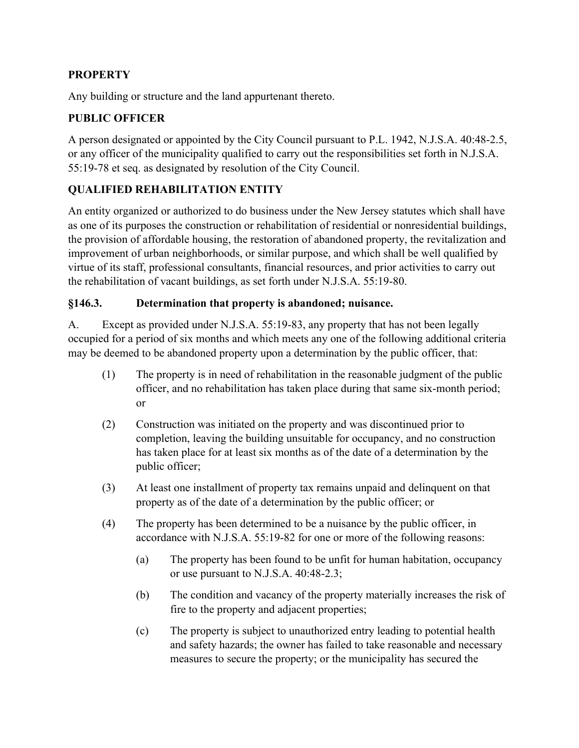**PROPERTY**

Any building or structure and the land appurtenant thereto.

**PUBLIC OFFICER**

A person designated or appointed by the City Council pursuant to P.L. 1942, N.J.S.A. 40:48-2.5, or any officer of the municipality qualified to carry out the responsibilities set forth in N.J.S.A. 55:19-78 et seq. as designated by resolution of the City Council.

**QUALIFIED REHABILITATION ENTITY**

An entity organized or authorized to do business under the New Jersey statutes which shall have as one of its purposes the construction or rehabilitation of residential or nonresidential buildings, the provision of affordable housing, the restoration of abandoned property, the revitalization and improvement of urban neighborhoods, or similar purpose, and which shall be well qualified by virtue of its staff, professional consultants, financial resources, and prior activities to carry out the rehabilitation of vacant buildings, as set forth under N.J.S.A. 55:19-80.

**§146.3. Determination that property is abandoned; nuisance.**

A. Except as provided under N.J.S.A. 55:19-83, any property that has not been legally occupied for a period of six months and which meets any one of the following additional criteria may be deemed to be abandoned property upon a determination by the public officer, that:

(1) The property is in need of rehabilitation in the reasonable judgment of the public officer, and no rehabilitation has taken place during that same six-month period; or

(2) Construction was initiated on the property and was discontinued prior to completion, leaving the building unsuitable for occupancy, and no construction has taken place for at least six months as of the date of a determination by the public officer;

(3) At least one installment of property tax remains unpaid and delinquent on that property as of the date of a determination by the public officer; or

(4) The property has been determined to be a nuisance by the public officer, in accordance with N.J.S.A. 55:19-82 for one or more of the following reasons:

 (a) The property has been found to be unfit for human habitation, occupancy or use pursuant to N.J.S.A. 40:48-2.3;

 (b) The condition and vacancy of the property materially increases the risk of fire to the property and adjacent properties;

 (c) The property is subject to unauthorized entry leading to potential health and safety hazards; the owner has failed to take reasonable and necessary measures to secure the property; or the municipality has secured the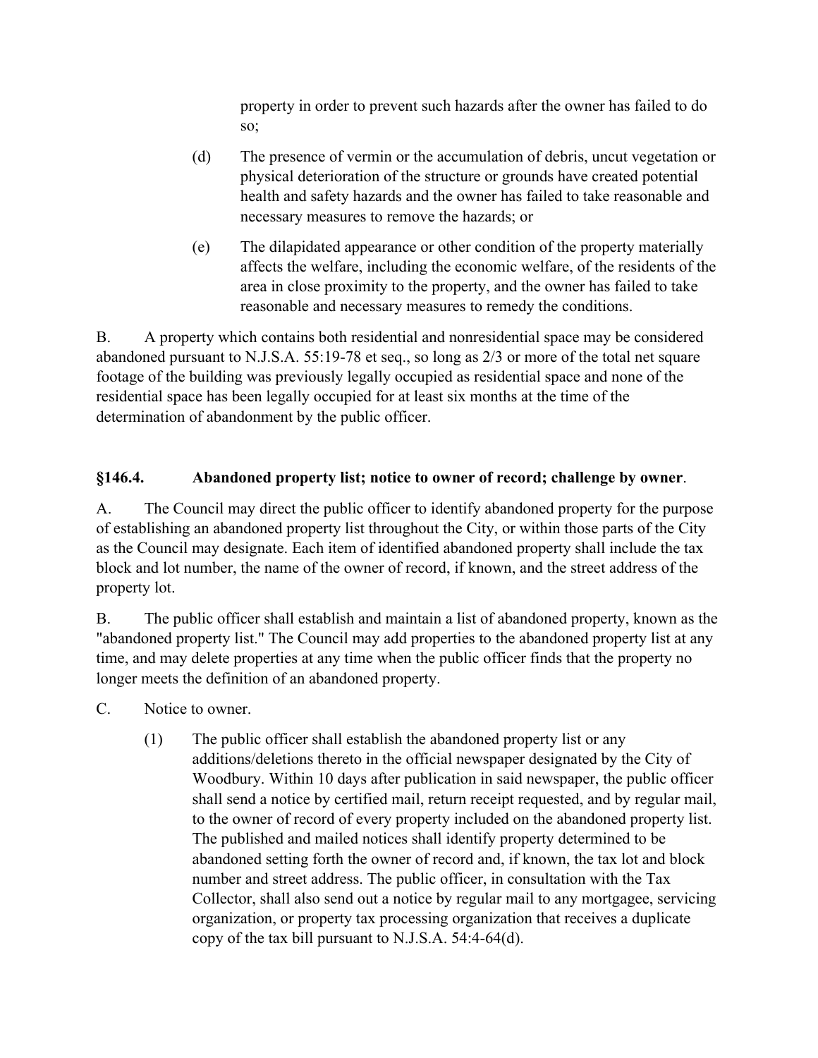property in order to prevent such hazards after the owner has failed to do so;

(d) The presence of vermin or the accumulation of debris, uncut vegetation or physical deterioration of the structure or grounds have created potential health and safety hazards and the owner has failed to take reasonable and necessary measures to remove the hazards; or

(e) The dilapidated appearance or other condition of the property materially affects the welfare, including the economic welfare, of the residents of the area in close proximity to the property, and the owner has failed to take reasonable and necessary measures to remedy the conditions.

B. A property which contains both residential and nonresidential space may be considered abandoned pursuant to N.J.S.A. 55:19-78 et seq., so long as 2/3 or more of the total net square footage of the building was previously legally occupied as residential space and none of the residential space has been legally occupied for at least six months at the time of the determination of abandonment by the public officer.

### §146.4. Abandoned property list; notice to owner of record; challenge by owner.

A. The Council may direct the public officer to identify abandoned property for the purpose of establishing an abandoned property list throughout the City, or within those parts of the City as the Council may designate. Each item of identified abandoned property shall include the tax block and lot number, the name of the owner of record, if known, and the street address of the property lot.

B. The public officer shall establish and maintain a list of abandoned property, known as the "abandoned property list." The Council may add properties to the abandoned property list at any time, and may delete properties at any time when the public officer finds that the property no longer meets the definition of an abandoned property.

C. Notice to owner.

(1) The public officer shall establish the abandoned property list or any additions/deletions thereto in the official newspaper designated by the City of Woodbury. Within 10 days after publication in said newspaper, the public officer shall send a notice by certified mail, return receipt requested, and by regular mail, to the owner of record of every property included on the abandoned property list. The published and mailed notices shall identify property determined to be abandoned setting forth the owner of record and, if known, the tax lot and block number and street address. The public officer, in consultation with the Tax Collector, shall also send out a notice by regular mail to any mortgagee, servicing organization, or property tax processing organization that receives a duplicate copy of the tax bill pursuant to N.J.S.A. 54:4-64(d).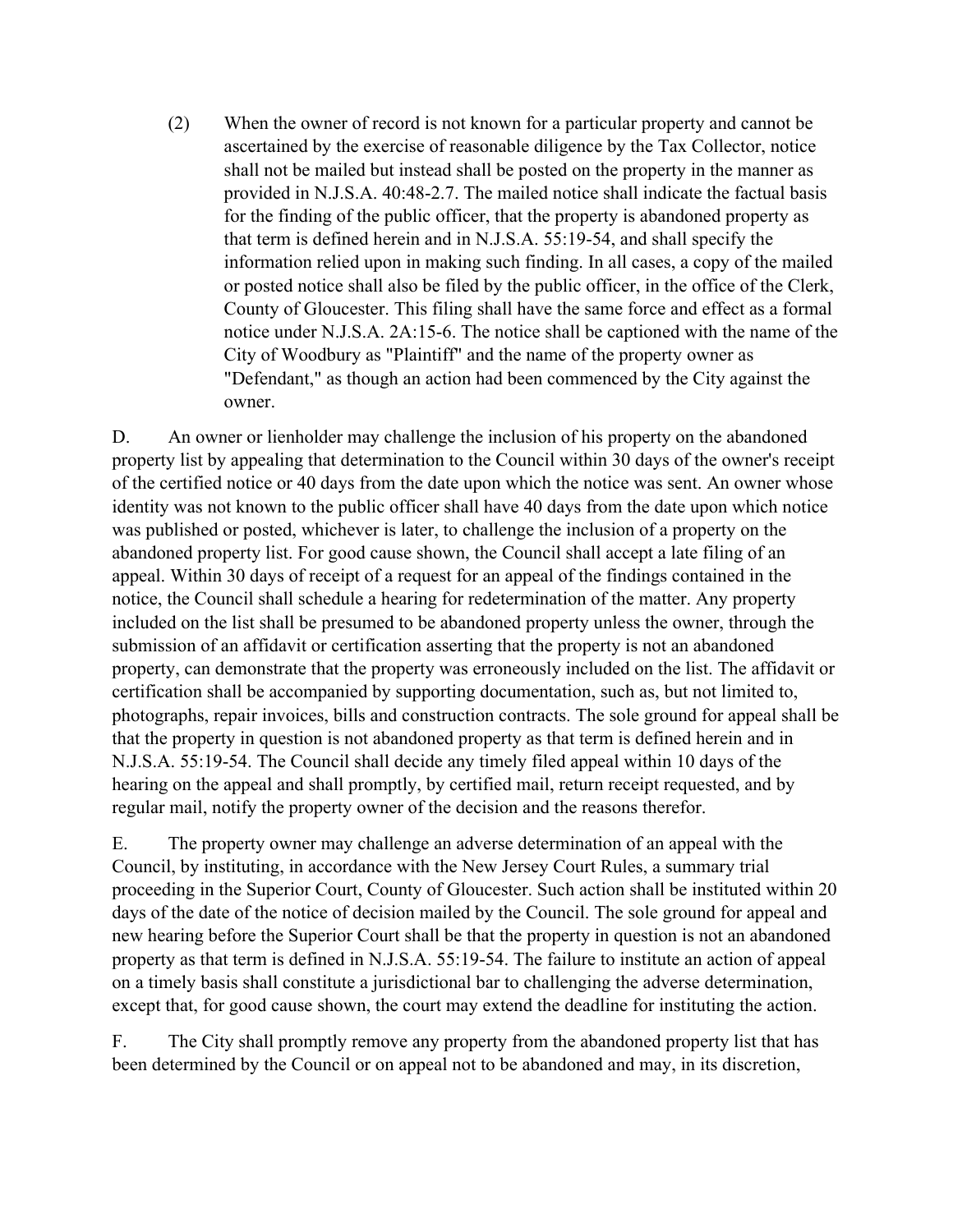(2) When the owner of record is not known for a particular property and cannot be ascertained by the exercise of reasonable diligence by the Tax Collector, notice shall not be mailed but instead shall be posted on the property in the manner as provided in N.J.S.A. 40:48-2.7. The mailed notice shall indicate the factual basis for the finding of the public officer, that the property is abandoned property as that term is defined herein and in N.J.S.A. 55:19-54, and shall specify the information relied upon in making such finding. In all cases, a copy of the mailed or posted notice shall also be filed by the public officer, in the office of the Clerk, County of Gloucester. This filing shall have the same force and effect as a formal notice under N.J.S.A. 2A:15-6. The notice shall be captioned with the name of the City of Woodbury as "Plaintiff" and the name of the property owner as "Defendant," as though an action had been commenced by the City against the owner.

D. An owner or lienholder may challenge the inclusion of his property on the abandoned property list by appealing that determination to the Council within 30 days of the owner's receipt of the certified notice or 40 days from the date upon which the notice was sent. An owner whose identity was not known to the public officer shall have 40 days from the date upon which notice was published or posted, whichever is later, to challenge the inclusion of a property on the abandoned property list. For good cause shown, the Council shall accept a late filing of an appeal. Within 30 days of receipt of a request for an appeal of the findings contained in the notice, the Council shall schedule a hearing for redetermination of the matter. Any property included on the list shall be presumed to be abandoned property unless the owner, through the submission of an affidavit or certification asserting that the property is not an abandoned property, can demonstrate that the property was erroneously included on the list. The affidavit or certification shall be accompanied by supporting documentation, such as, but not limited to, photographs, repair invoices, bills and construction contracts. The sole ground for appeal shall be that the property in question is not abandoned property as that term is defined herein and in N.J.S.A. 55:19-54. The Council shall decide any timely filed appeal within 10 days of the hearing on the appeal and shall promptly, by certified mail, return receipt requested, and by regular mail, notify the property owner of the decision and the reasons therefor.

E. The property owner may challenge an adverse determination of an appeal with the Council, by instituting, in accordance with the New Jersey Court Rules, a summary trial proceeding in the Superior Court, County of Gloucester. Such action shall be instituted within 20 days of the date of the notice of decision mailed by the Council. The sole ground for appeal and new hearing before the Superior Court shall be that the property in question is not an abandoned property as that term is defined in N.J.S.A. 55:19-54. The failure to institute an action of appeal on a timely basis shall constitute a jurisdictional bar to challenging the adverse determination, except that, for good cause shown, the court may extend the deadline for instituting the action.

F. The City shall promptly remove any property from the abandoned property list that has been determined by the Council or on appeal not to be abandoned and may, in its discretion,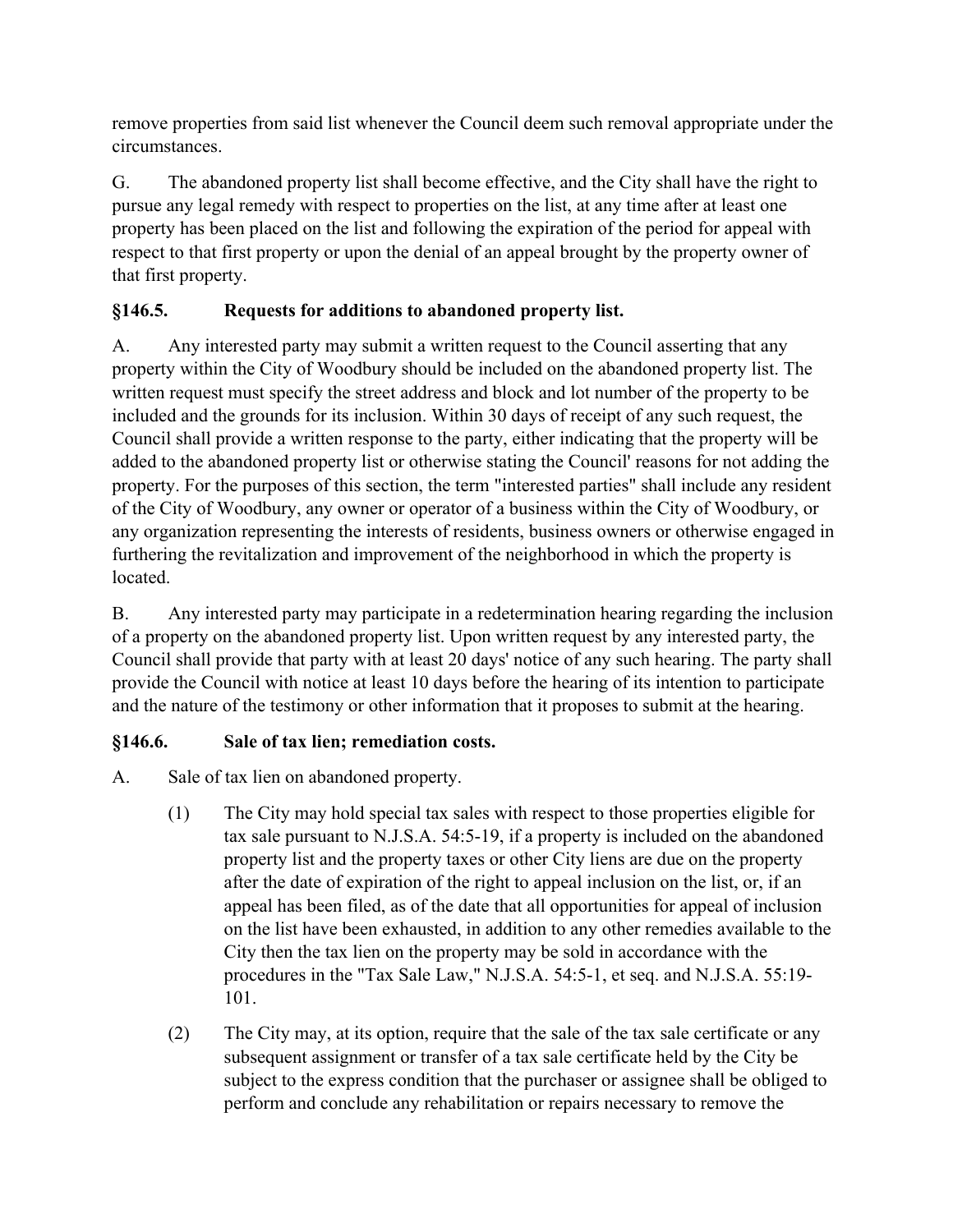remove properties from said list whenever the Council deem such removal appropriate under the circumstances.

G. The abandoned property list shall become effective, and the City shall have the right to pursue any legal remedy with respect to properties on the list, at any time after at least one property has been placed on the list and following the expiration of the period for appeal with respect to that first property or upon the denial of an appeal brought by the property owner of that first property.

### §146.5. Requests for additions to abandoned property list.

A. Any interested party may submit a written request to the Council asserting that any property within the City of Woodbury should be included on the abandoned property list. The written request must specify the street address and block and lot number of the property to be included and the grounds for its inclusion. Within 30 days of receipt of any such request, the Council shall provide a written response to the party, either indicating that the property will be added to the abandoned property list or otherwise stating the Council' reasons for not adding the property. For the purposes of this section, the term "interested parties" shall include any resident of the City of Woodbury, any owner or operator of a business within the City of Woodbury, or any organization representing the interests of residents, business owners or otherwise engaged in furthering the revitalization and improvement of the neighborhood in which the property is located.

B. Any interested party may participate in a redetermination hearing regarding the inclusion of a property on the abandoned property list. Upon written request by any interested party, the Council shall provide that party with at least 20 days' notice of any such hearing. The party shall provide the Council with notice at least 10 days before the hearing of its intention to participate and the nature of the testimony or other information that it proposes to submit at the hearing.

### §146.6. Sale of tax lien; remediation costs.

A. Sale of tax lien on abandoned property.

(1) The City may hold special tax sales with respect to those properties eligible for tax sale pursuant to N.J.S.A. 54:5-19, if a property is included on the abandoned property list and the property taxes or other City liens are due on the property after the date of expiration of the right to appeal inclusion on the list, or, if an appeal has been filed, as of the date that all opportunities for appeal of inclusion on the list have been exhausted, in addition to any other remedies available to the City then the tax lien on the property may be sold in accordance with the procedures in the "Tax Sale Law," N.J.S.A. 54:5-1, et seq. and N.J.S.A. 55:19-101.

(2) The City may, at its option, require that the sale of the tax sale certificate or any subsequent assignment or transfer of a tax sale certificate held by the City be subject to the express condition that the purchaser or assignee shall be obliged to perform and conclude any rehabilitation or repairs necessary to remove the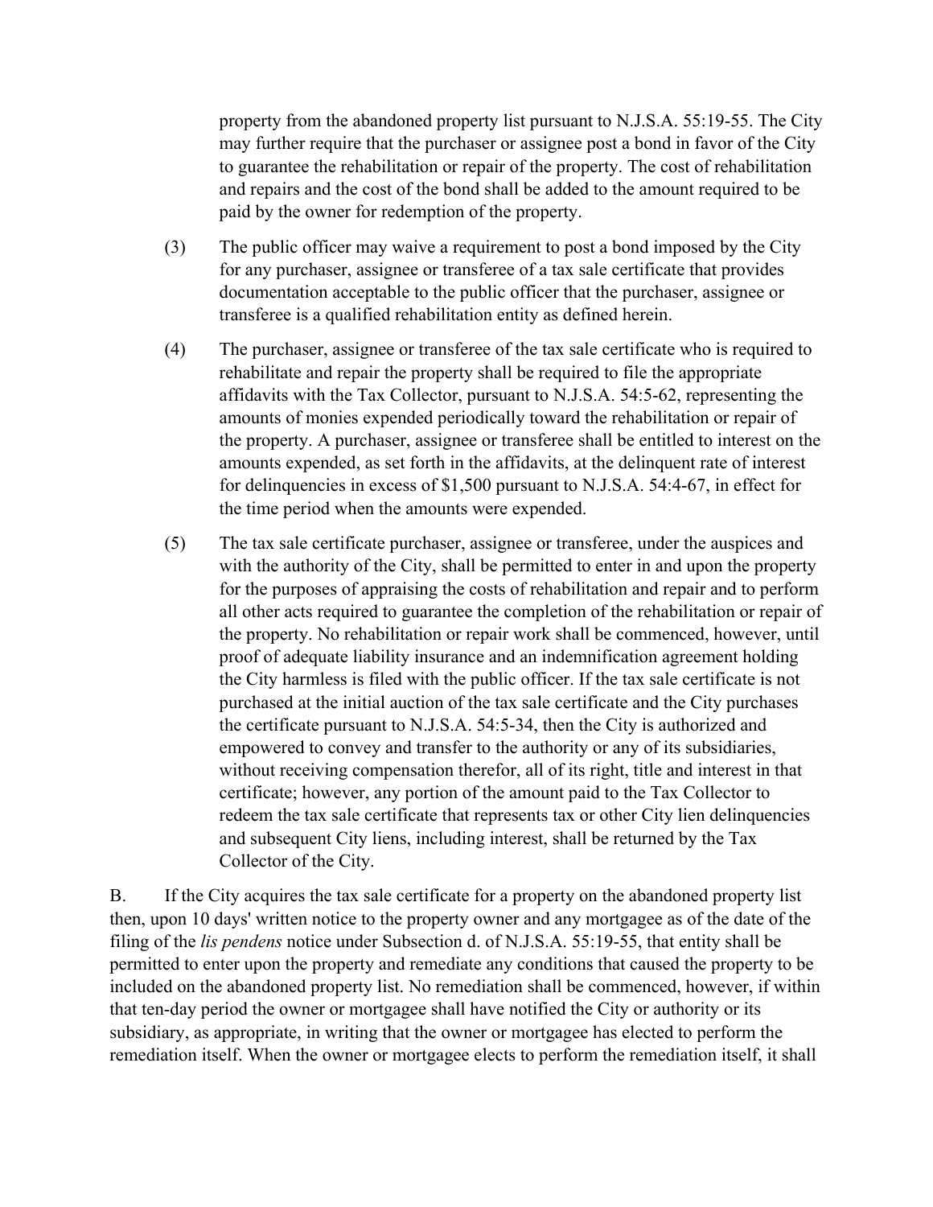property from the abandoned property list pursuant to N.J.S.A. 55:19-55. The City may further require that the purchaser or assignee post a bond in favor of the City to guarantee the rehabilitation or repair of the property. The cost of rehabilitation and repairs and the cost of the bond shall be added to the amount required to be paid by the owner for redemption of the property.

(3) The public officer may waive a requirement to post a bond imposed by the City for any purchaser, assignee or transferee of a tax sale certificate that provides documentation acceptable to the public officer that the purchaser, assignee or transferee is a qualified rehabilitation entity as defined herein.

(4) The purchaser, assignee or transferee of the tax sale certificate who is required to rehabilitate and repair the property shall be required to file the appropriate affidavits with the Tax Collector, pursuant to N.J.S.A. 54:5-62, representing the amounts of monies expended periodically toward the rehabilitation or repair of the property. A purchaser, assignee or transferee shall be entitled to interest on the amounts expended, as set forth in the affidavits, at the delinquent rate of interest for delinquencies in excess of $1,500 pursuant to N.J.S.A. 54:4-67, in effect for the time period when the amounts were expended.

(5) The tax sale certificate purchaser, assignee or transferee, under the auspices and with the authority of the City, shall be permitted to enter in and upon the property for the purposes of appraising the costs of rehabilitation and repair and to perform all other acts required to guarantee the completion of the rehabilitation or repair of the property. No rehabilitation or repair work shall be commenced, however, until proof of adequate liability insurance and an indemnification agreement holding the City harmless is filed with the public officer. If the tax sale certificate is not purchased at the initial auction of the tax sale certificate and the City purchases the certificate pursuant to N.J.S.A. 54:5-34, then the City is authorized and empowered to convey and transfer to the authority or any of its subsidiaries, without receiving compensation therefor, all of its right, title and interest in that certificate; however, any portion of the amount paid to the Tax Collector to redeem the tax sale certificate that represents tax or other City lien delinquencies and subsequent City liens, including interest, shall be returned by the Tax Collector of the City.

B. If the City acquires the tax sale certificate for a property on the abandoned property list then, upon 10 days' written notice to the property owner and any mortgagee as of the date of the filing of the *lis pendens* notice under Subsection d. of N.J.S.A. 55:19-55, that entity shall be permitted to enter upon the property and remediate any conditions that caused the property to be included on the abandoned property list. No remediation shall be commenced, however, if within that ten-day period the owner or mortgagee shall have notified the City or authority or its subsidiary, as appropriate, in writing that the owner or mortgagee has elected to perform the remediation itself. When the owner or mortgagee elects to perform the remediation itself, it shall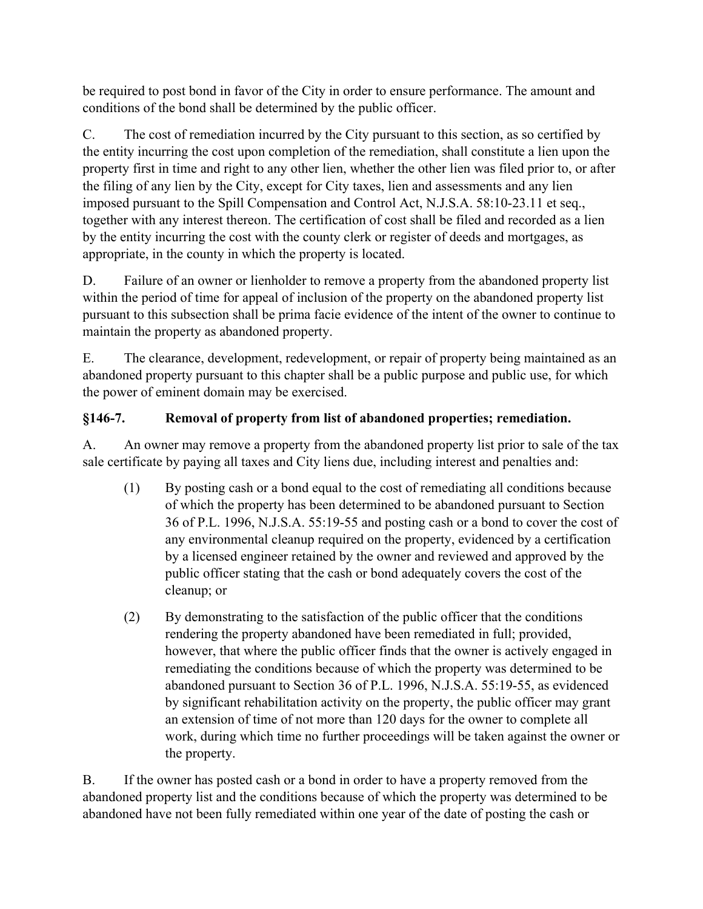be required to post bond in favor of the City in order to ensure performance. The amount and conditions of the bond shall be determined by the public officer.

C. The cost of remediation incurred by the City pursuant to this section, as so certified by the entity incurring the cost upon completion of the remediation, shall constitute a lien upon the property first in time and right to any other lien, whether the other lien was filed prior to, or after the filing of any lien by the City, except for City taxes, lien and assessments and any lien imposed pursuant to the Spill Compensation and Control Act, N.J.S.A. 58:10-23.11 et seq., together with any interest thereon. The certification of cost shall be filed and recorded as a lien by the entity incurring the cost with the county clerk or register of deeds and mortgages, as appropriate, in the county in which the property is located.

D. Failure of an owner or lienholder to remove a property from the abandoned property list within the period of time for appeal of inclusion of the property on the abandoned property list pursuant to this subsection shall be prima facie evidence of the intent of the owner to continue to maintain the property as abandoned property.

E. The clearance, development, redevelopment, or repair of property being maintained as an abandoned property pursuant to this chapter shall be a public purpose and public use, for which the power of eminent domain may be exercised.

### §146-7. Removal of property from list of abandoned properties; remediation.

A. An owner may remove a property from the abandoned property list prior to sale of the tax sale certificate by paying all taxes and City liens due, including interest and penalties and:

(1) By posting cash or a bond equal to the cost of remediating all conditions because of which the property has been determined to be abandoned pursuant to Section 36 of P.L. 1996, N.J.S.A. 55:19-55 and posting cash or a bond to cover the cost of any environmental cleanup required on the property, evidenced by a certification by a licensed engineer retained by the owner and reviewed and approved by the public officer stating that the cash or bond adequately covers the cost of the cleanup; or

(2) By demonstrating to the satisfaction of the public officer that the conditions rendering the property abandoned have been remediated in full; provided, however, that where the public officer finds that the owner is actively engaged in remediating the conditions because of which the property was determined to be abandoned pursuant to Section 36 of P.L. 1996, N.J.S.A. 55:19-55, as evidenced by significant rehabilitation activity on the property, the public officer may grant an extension of time of not more than 120 days for the owner to complete all work, during which time no further proceedings will be taken against the owner or the property.

B. If the owner has posted cash or a bond in order to have a property removed from the abandoned property list and the conditions because of which the property was determined to be abandoned have not been fully remediated within one year of the date of posting the cash or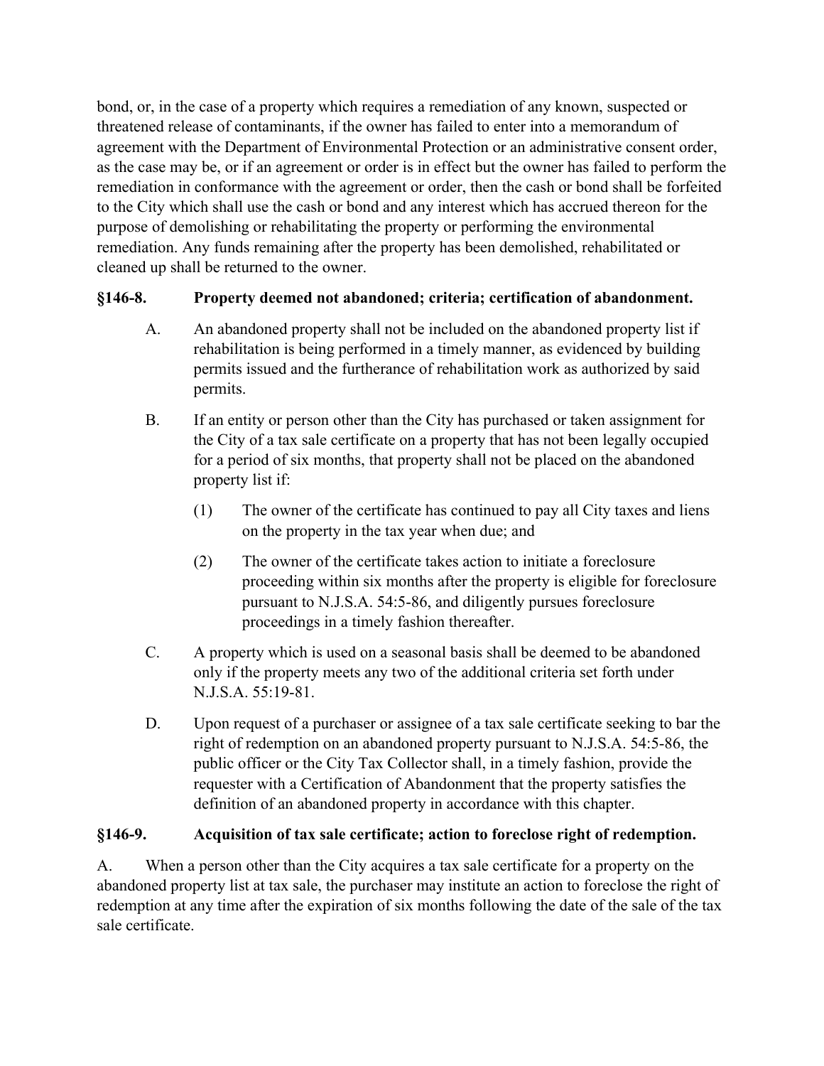bond, or, in the case of a property which requires a remediation of any known, suspected or threatened release of contaminants, if the owner has failed to enter into a memorandum of agreement with the Department of Environmental Protection or an administrative consent order, as the case may be, or if an agreement or order is in effect but the owner has failed to perform the remediation in conformance with the agreement or order, then the cash or bond shall be forfeited to the City which shall use the cash or bond and any interest which has accrued thereon for the purpose of demolishing or rehabilitating the property or performing the environmental remediation. Any funds remaining after the property has been demolished, rehabilitated or cleaned up shall be returned to the owner.

**§146-8. Property deemed not abandoned; criteria; certification of abandonment.**

A. An abandoned property shall not be included on the abandoned property list if rehabilitation is being performed in a timely manner, as evidenced by building permits issued and the furtherance of rehabilitation work as authorized by said permits.

B. If an entity or person other than the City has purchased or taken assignment for the City of a tax sale certificate on a property that has not been legally occupied for a period of six months, that property shall not be placed on the abandoned property list if:

(1) The owner of the certificate has continued to pay all City taxes and liens on the property in the tax year when due; and

(2) The owner of the certificate takes action to initiate a foreclosure proceeding within six months after the property is eligible for foreclosure pursuant to N.J.S.A. 54:5-86, and diligently pursues foreclosure proceedings in a timely fashion thereafter.

C. A property which is used on a seasonal basis shall be deemed to be abandoned only if the property meets any two of the additional criteria set forth under N.J.S.A. 55:19-81.

D. Upon request of a purchaser or assignee of a tax sale certificate seeking to bar the right of redemption on an abandoned property pursuant to N.J.S.A. 54:5-86, the public officer or the City Tax Collector shall, in a timely fashion, provide the requester with a Certification of Abandonment that the property satisfies the definition of an abandoned property in accordance with this chapter.

**§146-9. Acquisition of tax sale certificate; action to foreclose right of redemption.**

A. When a person other than the City acquires a tax sale certificate for a property on the abandoned property list at tax sale, the purchaser may institute an action to foreclose the right of redemption at any time after the expiration of six months following the date of the sale of the tax sale certificate.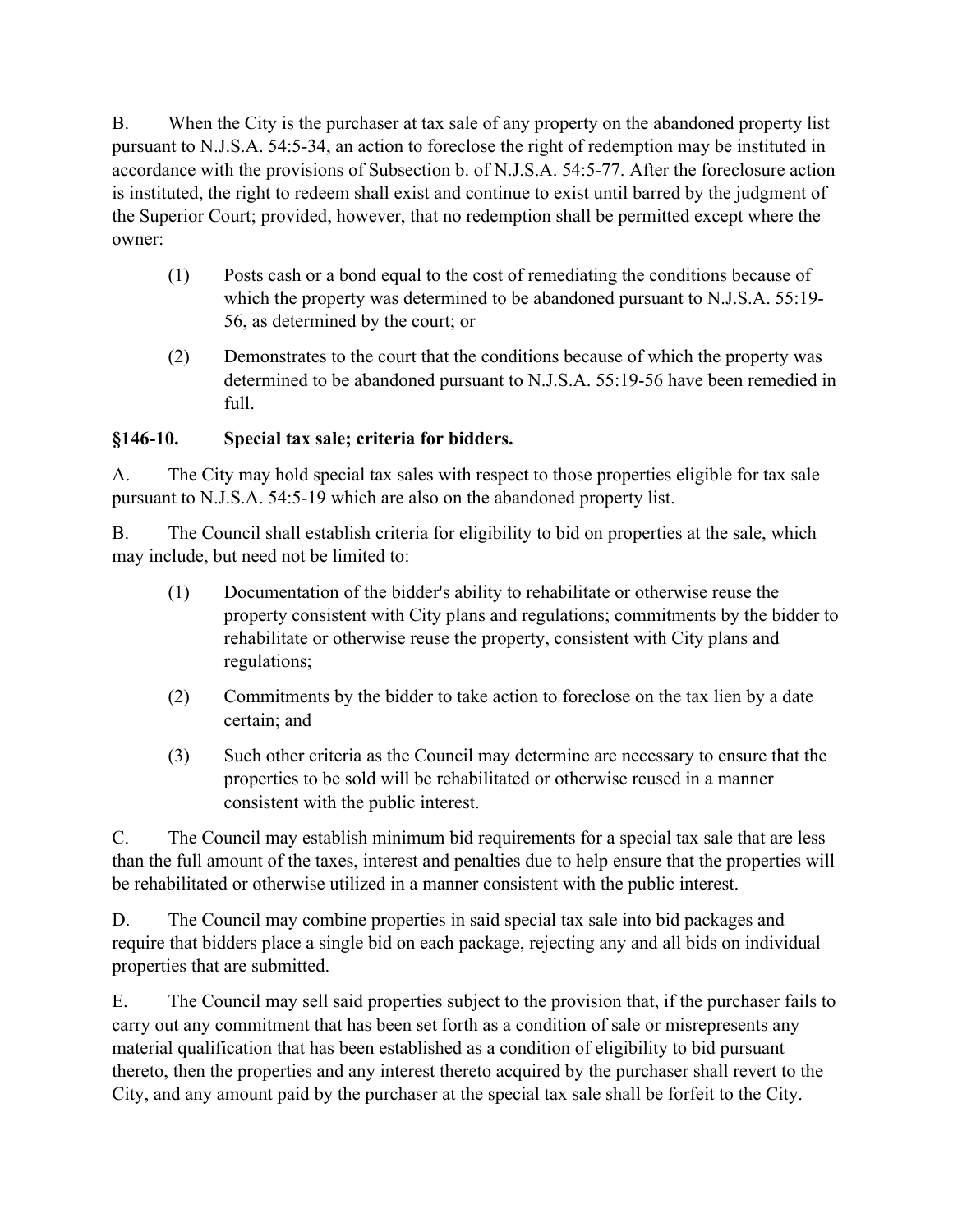B. When the City is the purchaser at tax sale of any property on the abandoned property list pursuant to N.J.S.A. 54:5-34, an action to foreclose the right of redemption may be instituted in accordance with the provisions of Subsection b. of N.J.S.A. 54:5-77. After the foreclosure action is instituted, the right to redeem shall exist and continue to exist until barred by the judgment of the Superior Court; provided, however, that no redemption shall be permitted except where the owner:

(1) Posts cash or a bond equal to the cost of remediating the conditions because of which the property was determined to be abandoned pursuant to N.J.S.A. 55:19-56, as determined by the court; or

(2) Demonstrates to the court that the conditions because of which the property was determined to be abandoned pursuant to N.J.S.A. 55:19-56 have been remedied in full.

**§146-10. Special tax sale; criteria for bidders.**

A. The City may hold special tax sales with respect to those properties eligible for tax sale pursuant to N.J.S.A. 54:5-19 which are also on the abandoned property list.

B. The Council shall establish criteria for eligibility to bid on properties at the sale, which may include, but need not be limited to:

(1) Documentation of the bidder's ability to rehabilitate or otherwise reuse the property consistent with City plans and regulations; commitments by the bidder to rehabilitate or otherwise reuse the property, consistent with City plans and regulations;

(2) Commitments by the bidder to take action to foreclose on the tax lien by a date certain; and

(3) Such other criteria as the Council may determine are necessary to ensure that the properties to be sold will be rehabilitated or otherwise reused in a manner consistent with the public interest.

C. The Council may establish minimum bid requirements for a special tax sale that are less than the full amount of the taxes, interest and penalties due to help ensure that the properties will be rehabilitated or otherwise utilized in a manner consistent with the public interest.

D. The Council may combine properties in said special tax sale into bid packages and require that bidders place a single bid on each package, rejecting any and all bids on individual properties that are submitted.

E. The Council may sell said properties subject to the provision that, if the purchaser fails to carry out any commitment that has been set forth as a condition of sale or misrepresents any material qualification that has been established as a condition of eligibility to bid pursuant thereto, then the properties and any interest thereto acquired by the purchaser shall revert to the City, and any amount paid by the purchaser at the special tax sale shall be forfeit to the City.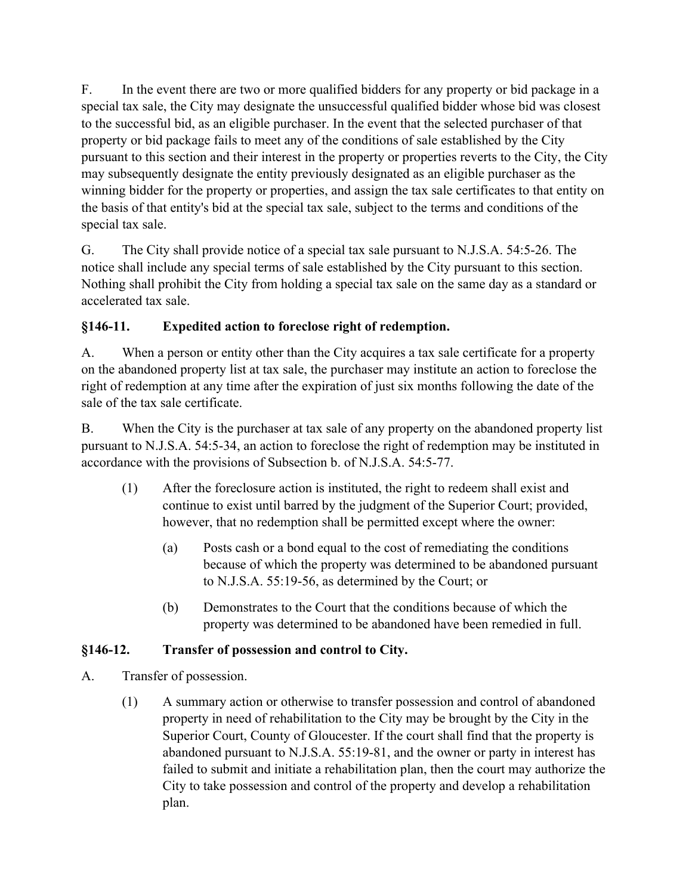F. In the event there are two or more qualified bidders for any property or bid package in a special tax sale, the City may designate the unsuccessful qualified bidder whose bid was closest to the successful bid, as an eligible purchaser. In the event that the selected purchaser of that property or bid package fails to meet any of the conditions of sale established by the City pursuant to this section and their interest in the property or properties reverts to the City, the City may subsequently designate the entity previously designated as an eligible purchaser as the winning bidder for the property or properties, and assign the tax sale certificates to that entity on the basis of that entity's bid at the special tax sale, subject to the terms and conditions of the special tax sale.

G. The City shall provide notice of a special tax sale pursuant to N.J.S.A. 54:5-26. The notice shall include any special terms of sale established by the City pursuant to this section. Nothing shall prohibit the City from holding a special tax sale on the same day as a standard or accelerated tax sale.

### §146-11. Expedited action to foreclose right of redemption.

A. When a person or entity other than the City acquires a tax sale certificate for a property on the abandoned property list at tax sale, the purchaser may institute an action to foreclose the right of redemption at any time after the expiration of just six months following the date of the sale of the tax sale certificate.

B. When the City is the purchaser at tax sale of any property on the abandoned property list pursuant to N.J.S.A. 54:5-34, an action to foreclose the right of redemption may be instituted in accordance with the provisions of Subsection b. of N.J.S.A. 54:5-77.

- (1) After the foreclosure action is instituted, the right to redeem shall exist and continue to exist until barred by the judgment of the Superior Court; provided, however, that no redemption shall be permitted except where the owner:
  - (a) Posts cash or a bond equal to the cost of remediating the conditions because of which the property was determined to be abandoned pursuant to N.J.S.A. 55:19-56, as determined by the Court; or
  - (b) Demonstrates to the Court that the conditions because of which the property was determined to be abandoned have been remedied in full.

### §146-12. Transfer of possession and control to City.

A. Transfer of possession.

- (1) A summary action or otherwise to transfer possession and control of abandoned property in need of rehabilitation to the City may be brought by the City in the Superior Court, County of Gloucester. If the court shall find that the property is abandoned pursuant to N.J.S.A. 55:19-81, and the owner or party in interest has failed to submit and initiate a rehabilitation plan, then the court may authorize the City to take possession and control of the property and develop a rehabilitation plan.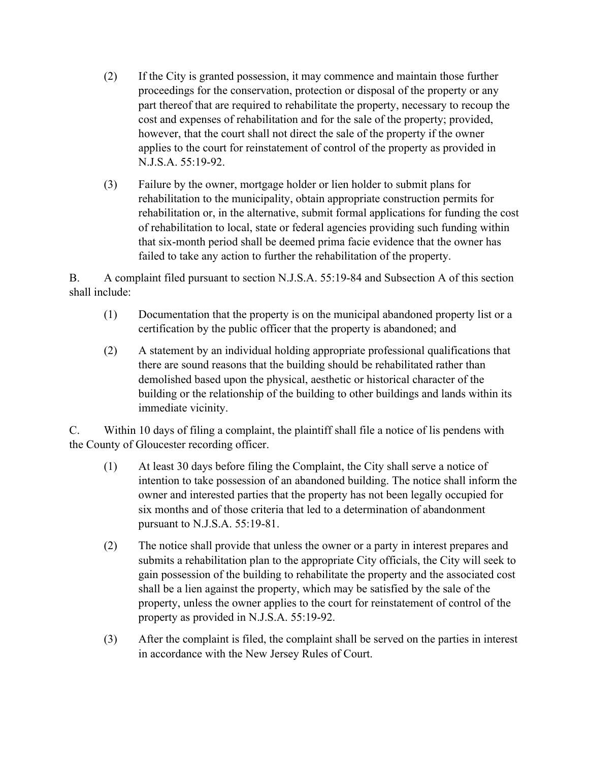(2) If the City is granted possession, it may commence and maintain those further proceedings for the conservation, protection or disposal of the property or any part thereof that are required to rehabilitate the property, necessary to recoup the cost and expenses of rehabilitation and for the sale of the property; provided, however, that the court shall not direct the sale of the property if the owner applies to the court for reinstatement of control of the property as provided in N.J.S.A. 55:19-92.

(3) Failure by the owner, mortgage holder or lien holder to submit plans for rehabilitation to the municipality, obtain appropriate construction permits for rehabilitation or, in the alternative, submit formal applications for funding the cost of rehabilitation to local, state or federal agencies providing such funding within that six-month period shall be deemed prima facie evidence that the owner has failed to take any action to further the rehabilitation of the property.

B. A complaint filed pursuant to section N.J.S.A. 55:19-84 and Subsection A of this section shall include:

(1) Documentation that the property is on the municipal abandoned property list or a certification by the public officer that the property is abandoned; and

(2) A statement by an individual holding appropriate professional qualifications that there are sound reasons that the building should be rehabilitated rather than demolished based upon the physical, aesthetic or historical character of the building or the relationship of the building to other buildings and lands within its immediate vicinity.

C. Within 10 days of filing a complaint, the plaintiff shall file a notice of lis pendens with the County of Gloucester recording officer.

(1) At least 30 days before filing the Complaint, the City shall serve a notice of intention to take possession of an abandoned building. The notice shall inform the owner and interested parties that the property has not been legally occupied for six months and of those criteria that led to a determination of abandonment pursuant to N.J.S.A. 55:19-81.

(2) The notice shall provide that unless the owner or a party in interest prepares and submits a rehabilitation plan to the appropriate City officials, the City will seek to gain possession of the building to rehabilitate the property and the associated cost shall be a lien against the property, which may be satisfied by the sale of the property, unless the owner applies to the court for reinstatement of control of the property as provided in N.J.S.A. 55:19-92.

(3) After the complaint is filed, the complaint shall be served on the parties in interest in accordance with the New Jersey Rules of Court.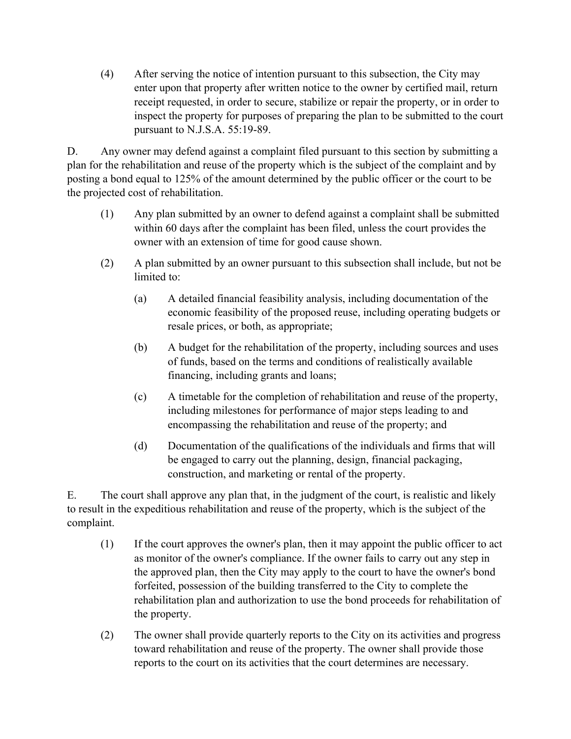(4) After serving the notice of intention pursuant to this subsection, the City may enter upon that property after written notice to the owner by certified mail, return receipt requested, in order to secure, stabilize or repair the property, or in order to inspect the property for purposes of preparing the plan to be submitted to the court pursuant to N.J.S.A. 55:19-89.

D. Any owner may defend against a complaint filed pursuant to this section by submitting a plan for the rehabilitation and reuse of the property which is the subject of the complaint and by posting a bond equal to 125% of the amount determined by the public officer or the court to be the projected cost of rehabilitation.

(1) Any plan submitted by an owner to defend against a complaint shall be submitted within 60 days after the complaint has been filed, unless the court provides the owner with an extension of time for good cause shown.

(2) A plan submitted by an owner pursuant to this subsection shall include, but not be limited to:

(a) A detailed financial feasibility analysis, including documentation of the economic feasibility of the proposed reuse, including operating budgets or resale prices, or both, as appropriate;

(b) A budget for the rehabilitation of the property, including sources and uses of funds, based on the terms and conditions of realistically available financing, including grants and loans;

(c) A timetable for the completion of rehabilitation and reuse of the property, including milestones for performance of major steps leading to and encompassing the rehabilitation and reuse of the property; and

(d) Documentation of the qualifications of the individuals and firms that will be engaged to carry out the planning, design, financial packaging, construction, and marketing or rental of the property.

E. The court shall approve any plan that, in the judgment of the court, is realistic and likely to result in the expeditious rehabilitation and reuse of the property, which is the subject of the complaint.

(1) If the court approves the owner's plan, then it may appoint the public officer to act as monitor of the owner's compliance. If the owner fails to carry out any step in the approved plan, then the City may apply to the court to have the owner's bond forfeited, possession of the building transferred to the City to complete the rehabilitation plan and authorization to use the bond proceeds for rehabilitation of the property.

(2) The owner shall provide quarterly reports to the City on its activities and progress toward rehabilitation and reuse of the property. The owner shall provide those reports to the court on its activities that the court determines are necessary.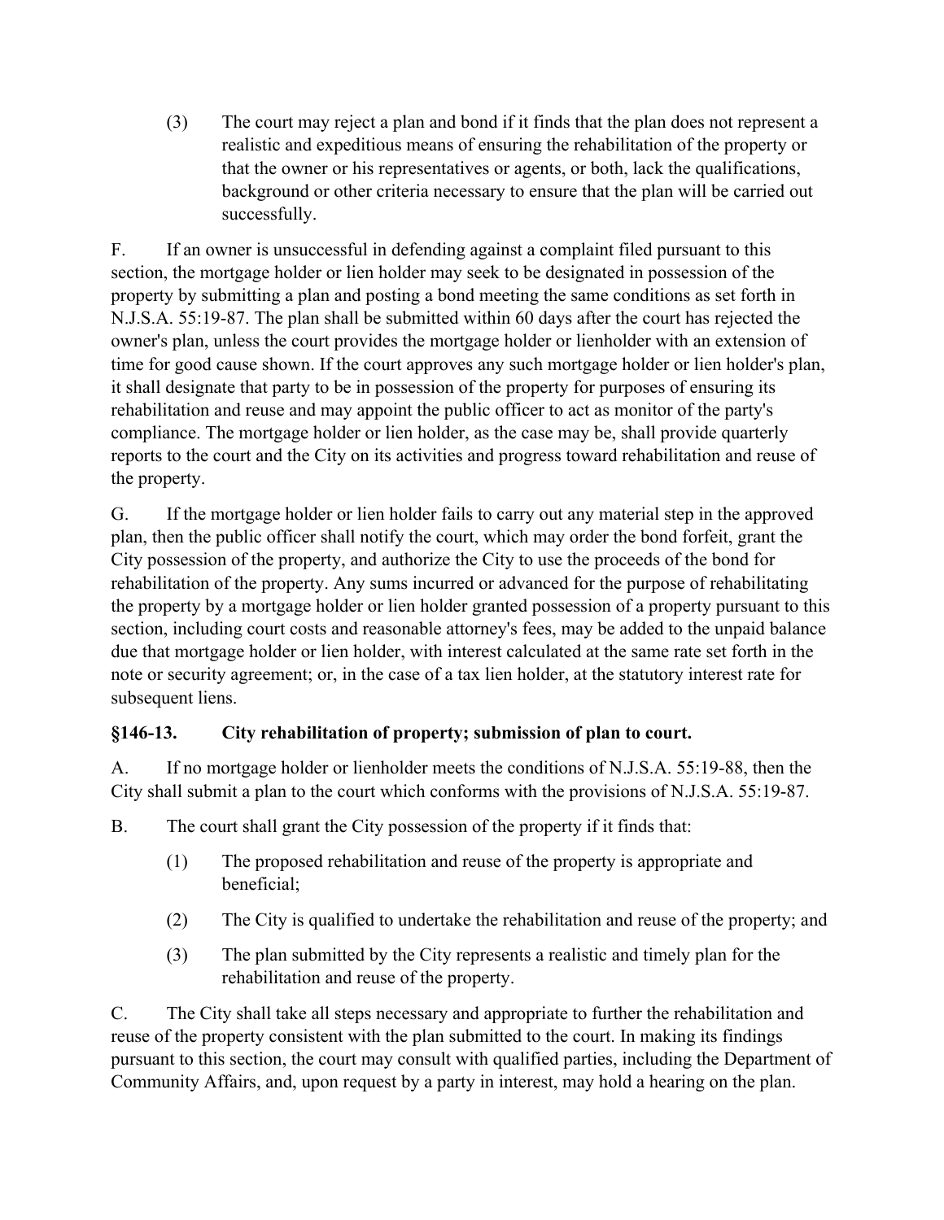(3) The court may reject a plan and bond if it finds that the plan does not represent a realistic and expeditious means of ensuring the rehabilitation of the property or that the owner or his representatives or agents, or both, lack the qualifications, background or other criteria necessary to ensure that the plan will be carried out successfully.

F. If an owner is unsuccessful in defending against a complaint filed pursuant to this section, the mortgage holder or lien holder may seek to be designated in possession of the property by submitting a plan and posting a bond meeting the same conditions as set forth in N.J.S.A. 55:19-87. The plan shall be submitted within 60 days after the court has rejected the owner's plan, unless the court provides the mortgage holder or lienholder with an extension of time for good cause shown. If the court approves any such mortgage holder or lien holder's plan, it shall designate that party to be in possession of the property for purposes of ensuring its rehabilitation and reuse and may appoint the public officer to act as monitor of the party's compliance. The mortgage holder or lien holder, as the case may be, shall provide quarterly reports to the court and the City on its activities and progress toward rehabilitation and reuse of the property.

G. If the mortgage holder or lien holder fails to carry out any material step in the approved plan, then the public officer shall notify the court, which may order the bond forfeit, grant the City possession of the property, and authorize the City to use the proceeds of the bond for rehabilitation of the property. Any sums incurred or advanced for the purpose of rehabilitating the property by a mortgage holder or lien holder granted possession of a property pursuant to this section, including court costs and reasonable attorney's fees, may be added to the unpaid balance due that mortgage holder or lien holder, with interest calculated at the same rate set forth in the note or security agreement; or, in the case of a tax lien holder, at the statutory interest rate for subsequent liens.

### §146-13. City rehabilitation of property; submission of plan to court.

A. If no mortgage holder or lienholder meets the conditions of N.J.S.A. 55:19-88, then the City shall submit a plan to the court which conforms with the provisions of N.J.S.A. 55:19-87.

B. The court shall grant the City possession of the property if it finds that:

(1) The proposed rehabilitation and reuse of the property is appropriate and beneficial;

(2) The City is qualified to undertake the rehabilitation and reuse of the property; and

(3) The plan submitted by the City represents a realistic and timely plan for the rehabilitation and reuse of the property.

C. The City shall take all steps necessary and appropriate to further the rehabilitation and reuse of the property consistent with the plan submitted to the court. In making its findings pursuant to this section, the court may consult with qualified parties, including the Department of Community Affairs, and, upon request by a party in interest, may hold a hearing on the plan.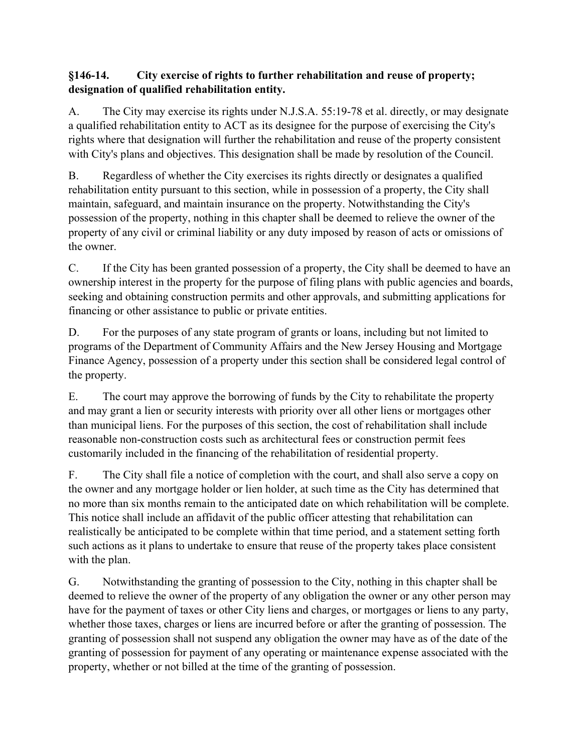**§146-14. City exercise of rights to further rehabilitation and reuse of property; designation of qualified rehabilitation entity.**

A. The City may exercise its rights under N.J.S.A. 55:19-78 et al. directly, or may designate a qualified rehabilitation entity to ACT as its designee for the purpose of exercising the City's rights where that designation will further the rehabilitation and reuse of the property consistent with City's plans and objectives. This designation shall be made by resolution of the Council.

B. Regardless of whether the City exercises its rights directly or designates a qualified rehabilitation entity pursuant to this section, while in possession of a property, the City shall maintain, safeguard, and maintain insurance on the property. Notwithstanding the City's possession of the property, nothing in this chapter shall be deemed to relieve the owner of the property of any civil or criminal liability or any duty imposed by reason of acts or omissions of the owner.

C. If the City has been granted possession of a property, the City shall be deemed to have an ownership interest in the property for the purpose of filing plans with public agencies and boards, seeking and obtaining construction permits and other approvals, and submitting applications for financing or other assistance to public or private entities.

D. For the purposes of any state program of grants or loans, including but not limited to programs of the Department of Community Affairs and the New Jersey Housing and Mortgage Finance Agency, possession of a property under this section shall be considered legal control of the property.

E. The court may approve the borrowing of funds by the City to rehabilitate the property and may grant a lien or security interests with priority over all other liens or mortgages other than municipal liens. For the purposes of this section, the cost of rehabilitation shall include reasonable non-construction costs such as architectural fees or construction permit fees customarily included in the financing of the rehabilitation of residential property.

F. The City shall file a notice of completion with the court, and shall also serve a copy on the owner and any mortgage holder or lien holder, at such time as the City has determined that no more than six months remain to the anticipated date on which rehabilitation will be complete. This notice shall include an affidavit of the public officer attesting that rehabilitation can realistically be anticipated to be complete within that time period, and a statement setting forth such actions as it plans to undertake to ensure that reuse of the property takes place consistent with the plan.

G. Notwithstanding the granting of possession to the City, nothing in this chapter shall be deemed to relieve the owner of the property of any obligation the owner or any other person may have for the payment of taxes or other City liens and charges, or mortgages or liens to any party, whether those taxes, charges or liens are incurred before or after the granting of possession. The granting of possession shall not suspend any obligation the owner may have as of the date of the granting of possession for payment of any operating or maintenance expense associated with the property, whether or not billed at the time of the granting of possession.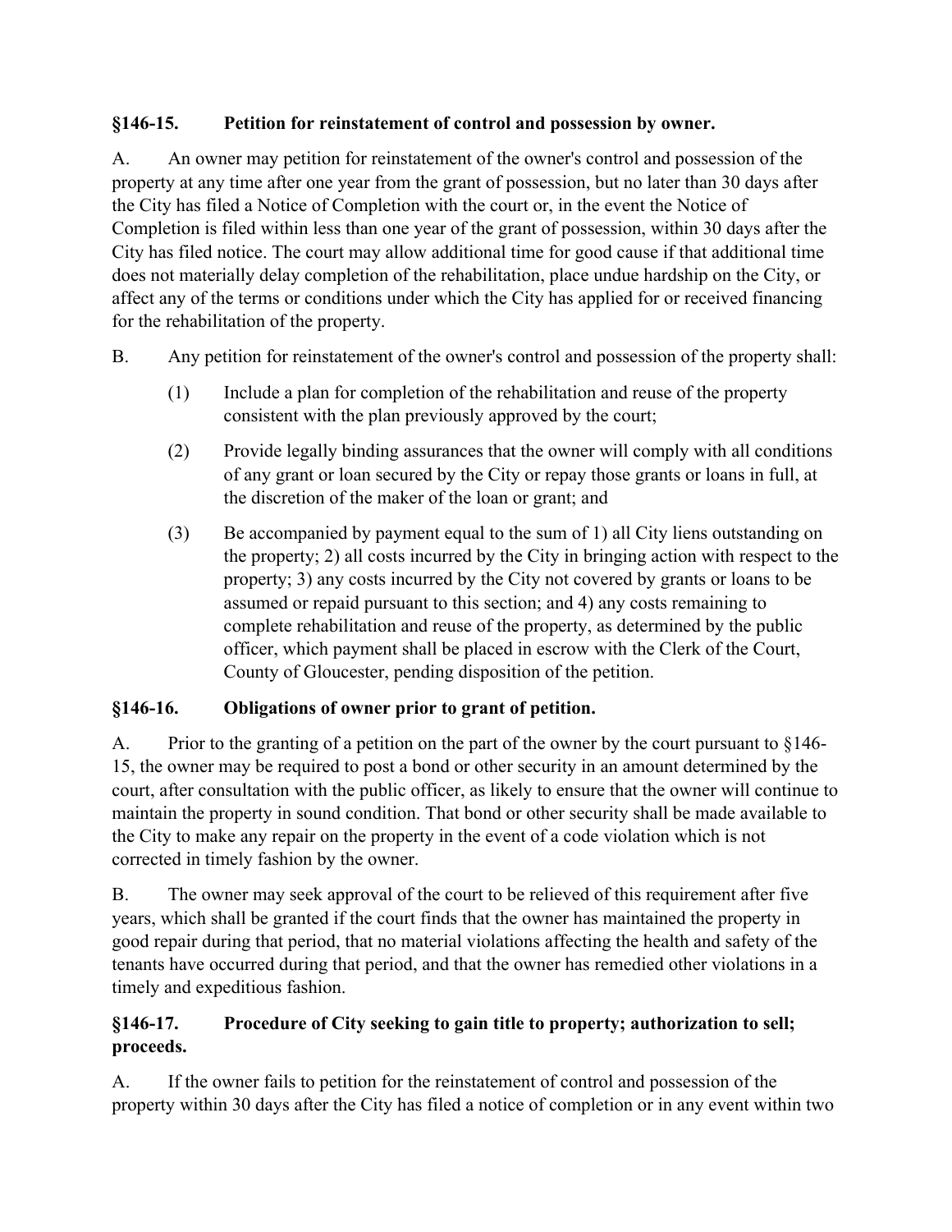### §146-15. Petition for reinstatement of control and possession by owner.

A. An owner may petition for reinstatement of the owner's control and possession of the property at any time after one year from the grant of possession, but no later than 30 days after the City has filed a Notice of Completion with the court or, in the event the Notice of Completion is filed within less than one year of the grant of possession, within 30 days after the City has filed notice. The court may allow additional time for good cause if that additional time does not materially delay completion of the rehabilitation, place undue hardship on the City, or affect any of the terms or conditions under which the City has applied for or received financing for the rehabilitation of the property.

B. Any petition for reinstatement of the owner's control and possession of the property shall:

(1) Include a plan for completion of the rehabilitation and reuse of the property consistent with the plan previously approved by the court;

(2) Provide legally binding assurances that the owner will comply with all conditions of any grant or loan secured by the City or repay those grants or loans in full, at the discretion of the maker of the loan or grant; and

(3) Be accompanied by payment equal to the sum of 1) all City liens outstanding on the property; 2) all costs incurred by the City in bringing action with respect to the property; 3) any costs incurred by the City not covered by grants or loans to be assumed or repaid pursuant to this section; and 4) any costs remaining to complete rehabilitation and reuse of the property, as determined by the public officer, which payment shall be placed in escrow with the Clerk of the Court, County of Gloucester, pending disposition of the petition.

### §146-16. Obligations of owner prior to grant of petition.

A. Prior to the granting of a petition on the part of the owner by the court pursuant to §146-15, the owner may be required to post a bond or other security in an amount determined by the court, after consultation with the public officer, as likely to ensure that the owner will continue to maintain the property in sound condition. That bond or other security shall be made available to the City to make any repair on the property in the event of a code violation which is not corrected in timely fashion by the owner.

B. The owner may seek approval of the court to be relieved of this requirement after five years, which shall be granted if the court finds that the owner has maintained the property in good repair during that period, that no material violations affecting the health and safety of the tenants have occurred during that period, and that the owner has remedied other violations in a timely and expeditious fashion.

### §146-17. Procedure of City seeking to gain title to property; authorization to sell; proceeds.

A. If the owner fails to petition for the reinstatement of control and possession of the property within 30 days after the City has filed a notice of completion or in any event within two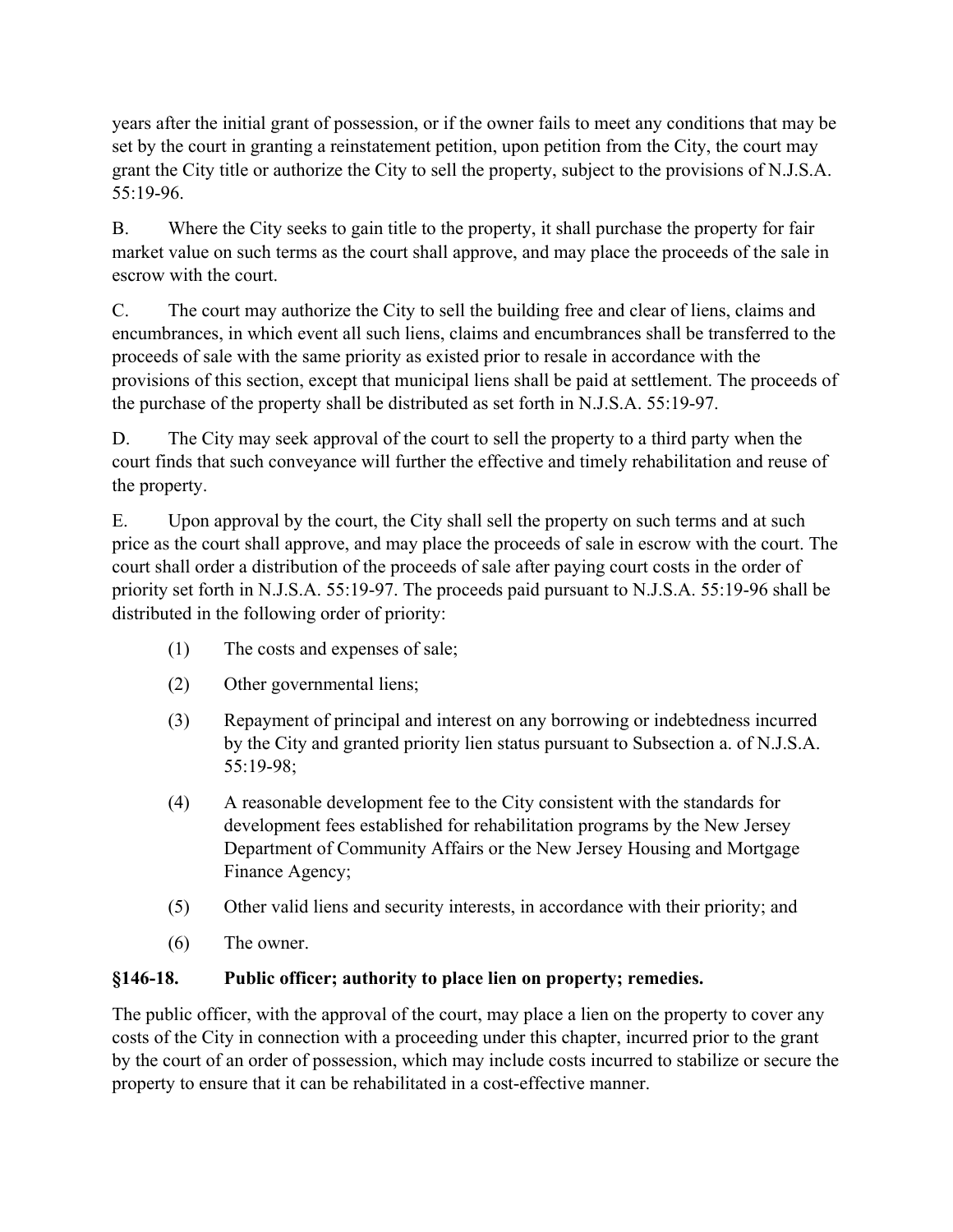years after the initial grant of possession, or if the owner fails to meet any conditions that may be set by the court in granting a reinstatement petition, upon petition from the City, the court may grant the City title or authorize the City to sell the property, subject to the provisions of N.J.S.A. 55:19-96.

B. Where the City seeks to gain title to the property, it shall purchase the property for fair market value on such terms as the court shall approve, and may place the proceeds of the sale in escrow with the court.

C. The court may authorize the City to sell the building free and clear of liens, claims and encumbrances, in which event all such liens, claims and encumbrances shall be transferred to the proceeds of sale with the same priority as existed prior to resale in accordance with the provisions of this section, except that municipal liens shall be paid at settlement. The proceeds of the purchase of the property shall be distributed as set forth in N.J.S.A. 55:19-97.

D. The City may seek approval of the court to sell the property to a third party when the court finds that such conveyance will further the effective and timely rehabilitation and reuse of the property.

E. Upon approval by the court, the City shall sell the property on such terms and at such price as the court shall approve, and may place the proceeds of sale in escrow with the court. The court shall order a distribution of the proceeds of sale after paying court costs in the order of priority set forth in N.J.S.A. 55:19-97. The proceeds paid pursuant to N.J.S.A. 55:19-96 shall be distributed in the following order of priority:

(1) The costs and expenses of sale;

(2) Other governmental liens;

(3) Repayment of principal and interest on any borrowing or indebtedness incurred by the City and granted priority lien status pursuant to Subsection a. of N.J.S.A. 55:19-98;

(4) A reasonable development fee to the City consistent with the standards for development fees established for rehabilitation programs by the New Jersey Department of Community Affairs or the New Jersey Housing and Mortgage Finance Agency;

(5) Other valid liens and security interests, in accordance with their priority; and

(6) The owner.

**§146-18. Public officer; authority to place lien on property; remedies.**

The public officer, with the approval of the court, may place a lien on the property to cover any costs of the City in connection with a proceeding under this chapter, incurred prior to the grant by the court of an order of possession, which may include costs incurred to stabilize or secure the property to ensure that it can be rehabilitated in a cost-effective manner.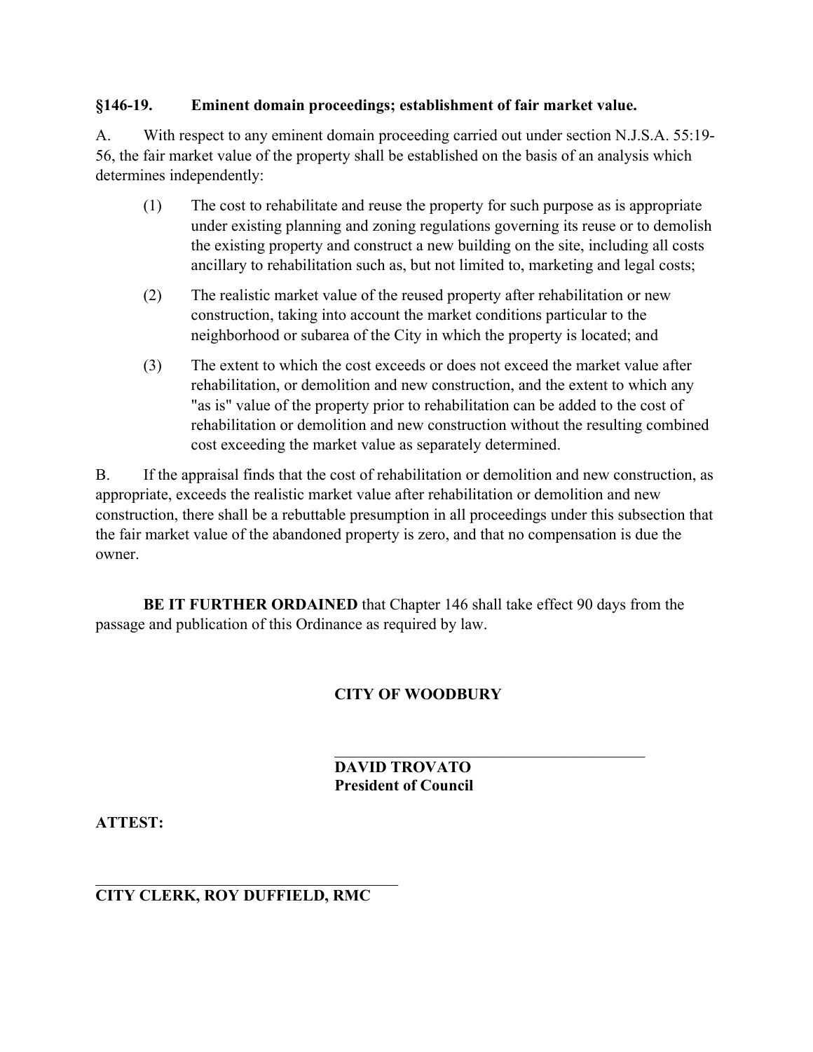**§146-19. Eminent domain proceedings; establishment of fair market value.**

A. With respect to any eminent domain proceeding carried out under section N.J.S.A. 55:19-56, the fair market value of the property shall be established on the basis of an analysis which determines independently:

(1) The cost to rehabilitate and reuse the property for such purpose as is appropriate under existing planning and zoning regulations governing its reuse or to demolish the existing property and construct a new building on the site, including all costs ancillary to rehabilitation such as, but not limited to, marketing and legal costs;

(2) The realistic market value of the reused property after rehabilitation or new construction, taking into account the market conditions particular to the neighborhood or subarea of the City in which the property is located; and

(3) The extent to which the cost exceeds or does not exceed the market value after rehabilitation, or demolition and new construction, and the extent to which any "as is" value of the property prior to rehabilitation can be added to the cost of rehabilitation or demolition and new construction without the resulting combined cost exceeding the market value as separately determined.

B. If the appraisal finds that the cost of rehabilitation or demolition and new construction, as appropriate, exceeds the realistic market value after rehabilitation or demolition and new construction, there shall be a rebuttable presumption in all proceedings under this subsection that the fair market value of the abandoned property is zero, and that no compensation is due the owner.

**BE IT FURTHER ORDAINED** that Chapter 146 shall take effect 90 days from the passage and publication of this Ordinance as required by law.

**CITY OF WOODBURY**

\_\_\_\_\_\_\_\_\_\_\_\_\_\_\_\_\_\_\_\_\_\_\_\_\_\_\_\_\_\_\_\_\_\_\_\_\_\_\_\_

**DAVID TROVATO**
**President of Council**

**ATTEST:**

\_\_\_\_\_\_\_\_\_\_\_\_\_\_\_\_\_\_\_\_\_\_\_\_\_\_\_\_\_\_\_\_\_\_\_\_\_\_\_\_

**CITY CLERK, ROY DUFFIELD, RMC**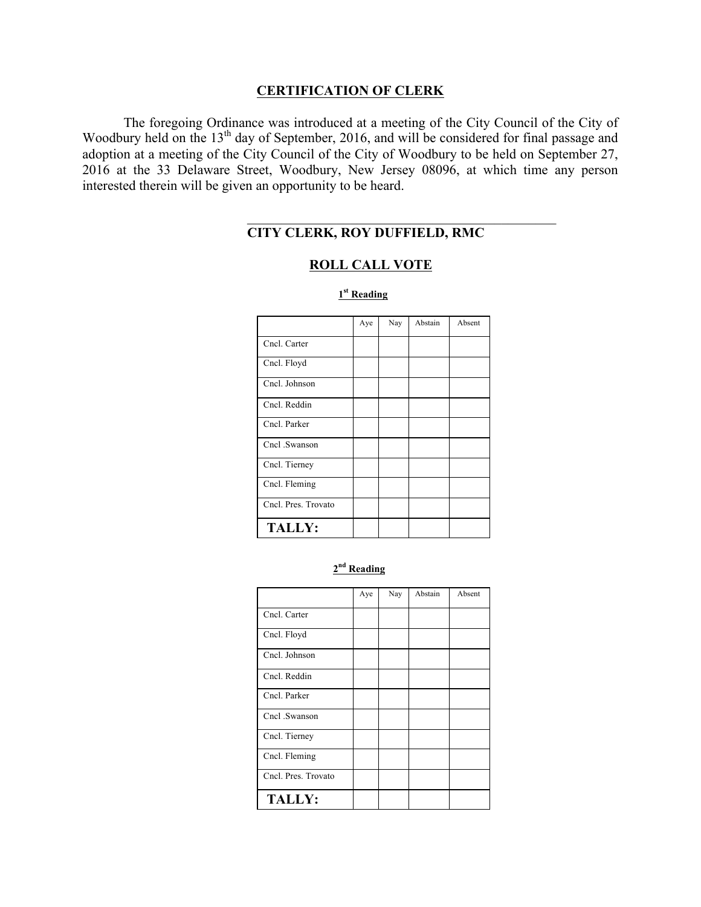## CERTIFICATION OF CLERK

The foregoing Ordinance was introduced at a meeting of the City Council of the City of Woodbury held on the 13th day of September, 2016, and will be considered for final passage and adoption at a meeting of the City Council of the City of Woodbury to be held on September 27, 2016 at the 33 Delaware Street, Woodbury, New Jersey 08096, at which time any person interested therein will be given an opportunity to be heard.

\_\_\_\_\_\_\_\_\_\_\_\_\_\_\_\_\_\_\_\_\_\_\_\_\_\_\_\_\_\_\_\_\_\_\_\_\_\_\_\_\_\_\_\_

**CITY CLERK, ROY DUFFIELD, RMC**

## ROLL CALL VOTE

**1st Reading**

| | Aye | Nay | Abstain | Absent |
|---|---|---|---|---|
| Cncl. Carter | | | | |
| Cncl. Floyd | | | | |
| Cncl. Johnson | | | | |
| Cncl. Reddin | | | | |
| Cncl. Parker | | | | |
| Cncl .Swanson | | | | |
| Cncl. Tierney | | | | |
| Cncl. Fleming | | | | |
| Cncl. Pres. Trovato | | | | |
| **TALLY:** | | | | |

**2nd Reading**

| | Aye | Nay | Abstain | Absent |
|---|---|---|---|---|
| Cncl. Carter | | | | |
| Cncl. Floyd | | | | |
| Cncl. Johnson | | | | |
| Cncl. Reddin | | | | |
| Cncl. Parker | | | | |
| Cncl .Swanson | | | | |
| Cncl. Tierney | | | | |
| Cncl. Fleming | | | | |
| Cncl. Pres. Trovato | | | | |
| **TALLY:** | | | | |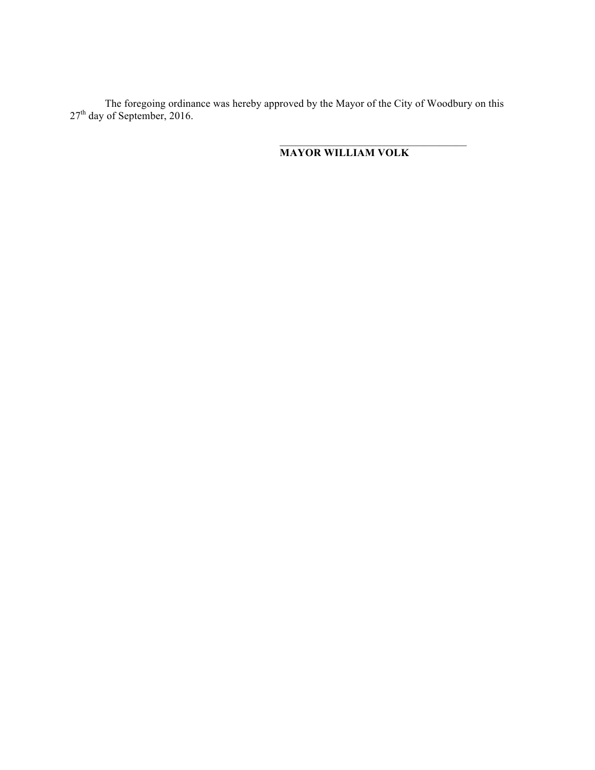The foregoing ordinance was hereby approved by the Mayor of the City of Woodbury on this 27th day of September, 2016.

\_\_\_\_\_\_\_\_\_\_\_\_\_\_\_\_\_\_\_\_\_\_\_\_\_\_\_\_\_\_\_\_\_\_\_\_\_

**MAYOR WILLIAM VOLK**